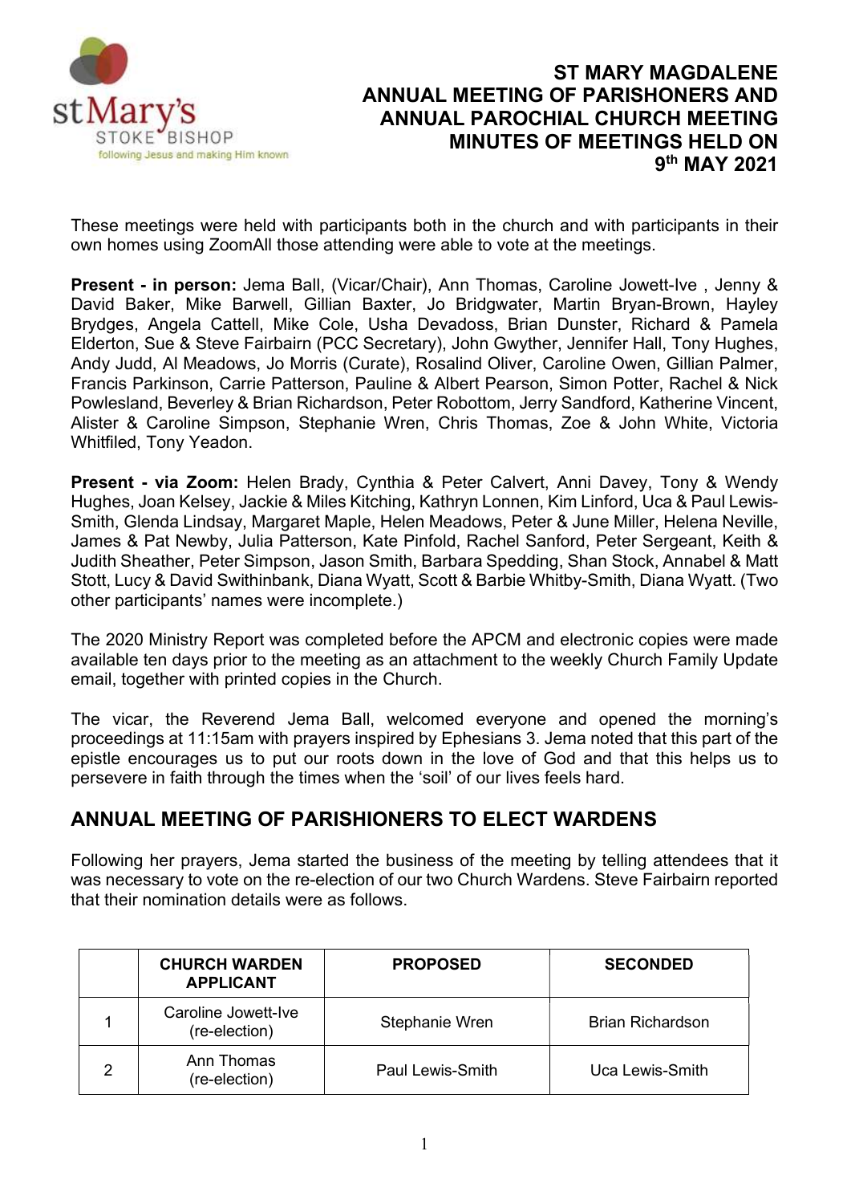# ST MARY MAGDALENE ANNUAL MEETING OF PARISHONERS AND ANNUAL PAROCHIAL CHURCH MEETING MINUTES OF MEETINGS HELD ON 9th MAY 2021

These meetings were held with participants both in the church and with participants in their own homes using ZoomAll those attending were able to vote at the meetings.

**Present - in person:** Jema Ball, (Vicar/Chair), Ann Thomas, Caroline Jowett-Ive , Jenny & David Baker, Mike Barwell, Gillian Baxter, Jo Bridgwater, Martin Bryan-Brown, Hayley Brydges, Angela Cattell, Mike Cole, Usha Devadoss, Brian Dunster, Richard & Pamela Elderton, Sue & Steve Fairbairn (PCC Secretary), John Gwyther, Jennifer Hall, Tony Hughes, Andy Judd, Al Meadows, Jo Morris (Curate), Rosalind Oliver, Caroline Owen, Gillian Palmer, Francis Parkinson, Carrie Patterson, Pauline & Albert Pearson, Simon Potter, Rachel & Nick Powlesland, Beverley & Brian Richardson, Peter Robottom, Jerry Sandford, Katherine Vincent, Alister & Caroline Simpson, Stephanie Wren, Chris Thomas, Zoe & John White, Victoria Whitfiled, Tony Yeadon.

**Present - via Zoom:** Helen Brady, Cynthia & Peter Calvert, Anni Davey, Tony & Wendy Hughes, Joan Kelsey, Jackie & Miles Kitching, Kathryn Lonnen, Kim Linford, Uca & Paul Lewis-Smith, Glenda Lindsay, Margaret Maple, Helen Meadows, Peter & June Miller, Helena Neville, James & Pat Newby, Julia Patterson, Kate Pinfold, Rachel Sanford, Peter Sergeant, Keith & Judith Sheather, Peter Simpson, Jason Smith, Barbara Spedding, Shan Stock, Annabel & Matt Stott, Lucy & David Swithinbank, Diana Wyatt, Scott & Barbie Whitby-Smith, Diana Wyatt. (Two other participants' names were incomplete.)

The 2020 Ministry Report was completed before the APCM and electronic copies were made available ten days prior to the meeting as an attachment to the weekly Church Family Update email, together with printed copies in the Church.

The vicar, the Reverend Jema Ball, welcomed everyone and opened the morning's proceedings at 11:15am with prayers inspired by Ephesians 3. Jema noted that this part of the epistle encourages us to put our roots down in the love of God and that this helps us to persevere in faith through the times when the 'soil' of our lives feels hard.

## ANNUAL MEETING OF PARISHIONERS TO ELECT WARDENS

Following her prayers, Jema started the business of the meeting by telling attendees that it was necessary to vote on the re-election of our two Church Wardens. Steve Fairbairn reported that their nomination details were as follows.

| | CHURCH WARDEN APPLICANT | PROPOSED | SECONDED |
|---|---|---|---|
| 1 | Caroline Jowett-Ive (re-election) | Stephanie Wren | Brian Richardson |
| 2 | Ann Thomas (re-election) | Paul Lewis-Smith | Uca Lewis-Smith |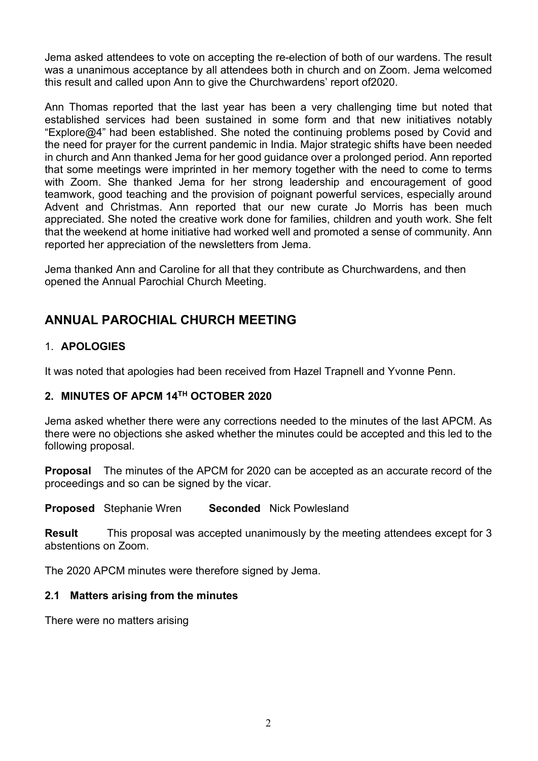Jema asked attendees to vote on accepting the re-election of both of our wardens. The result was a unanimous acceptance by all attendees both in church and on Zoom. Jema welcomed this result and called upon Ann to give the Churchwardens' report of2020.

Ann Thomas reported that the last year has been a very challenging time but noted that established services had been sustained in some form and that new initiatives notably "Explore@4" had been established. She noted the continuing problems posed by Covid and the need for prayer for the current pandemic in India. Major strategic shifts have been needed in church and Ann thanked Jema for her good guidance over a prolonged period. Ann reported that some meetings were imprinted in her memory together with the need to come to terms with Zoom. She thanked Jema for her strong leadership and encouragement of good teamwork, good teaching and the provision of poignant powerful services, especially around Advent and Christmas. Ann reported that our new curate Jo Morris has been much appreciated. She noted the creative work done for families, children and youth work. She felt that the weekend at home initiative had worked well and promoted a sense of community. Ann reported her appreciation of the newsletters from Jema.

Jema thanked Ann and Caroline for all that they contribute as Churchwardens, and then opened the Annual Parochial Church Meeting.

## ANNUAL PAROCHIAL CHURCH MEETING

### 1. APOLOGIES

It was noted that apologies had been received from Hazel Trapnell and Yvonne Penn.

### 2. MINUTES OF APCM 14TH OCTOBER 2020

Jema asked whether there were any corrections needed to the minutes of the last APCM. As there were no objections she asked whether the minutes could be accepted and this led to the following proposal.

**Proposal** The minutes of the APCM for 2020 can be accepted as an accurate record of the proceedings and so can be signed by the vicar.

**Proposed** Stephanie Wren **Seconded** Nick Powlesland

**Result** This proposal was accepted unanimously by the meeting attendees except for 3 abstentions on Zoom.

The 2020 APCM minutes were therefore signed by Jema.

### 2.1 Matters arising from the minutes

There were no matters arising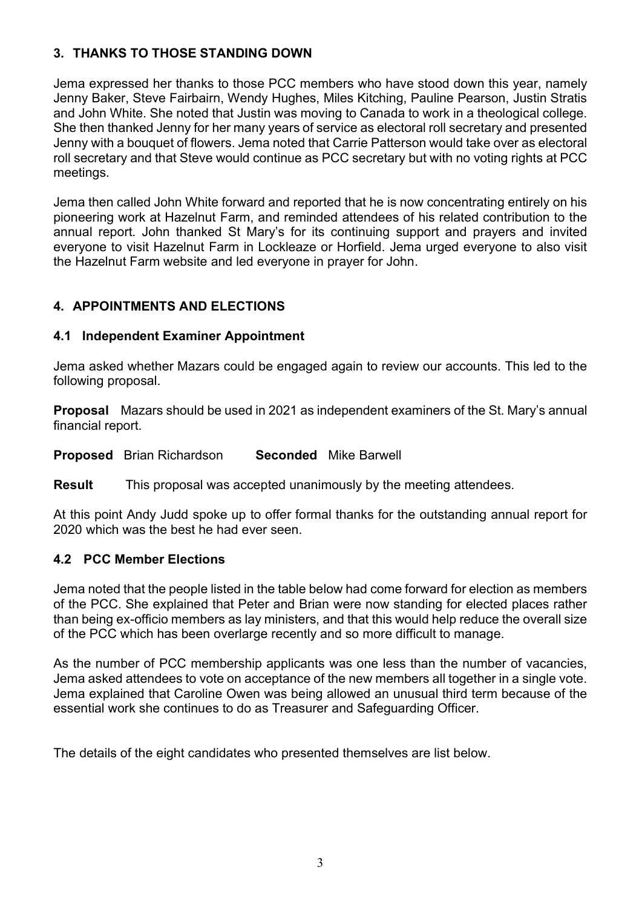## 3. THANKS TO THOSE STANDING DOWN

Jema expressed her thanks to those PCC members who have stood down this year, namely Jenny Baker, Steve Fairbairn, Wendy Hughes, Miles Kitching, Pauline Pearson, Justin Stratis and John White. She noted that Justin was moving to Canada to work in a theological college. She then thanked Jenny for her many years of service as electoral roll secretary and presented Jenny with a bouquet of flowers. Jema noted that Carrie Patterson would take over as electoral roll secretary and that Steve would continue as PCC secretary but with no voting rights at PCC meetings.

Jema then called John White forward and reported that he is now concentrating entirely on his pioneering work at Hazelnut Farm, and reminded attendees of his related contribution to the annual report. John thanked St Mary's for its continuing support and prayers and invited everyone to visit Hazelnut Farm in Lockleaze or Horfield. Jema urged everyone to also visit the Hazelnut Farm website and led everyone in prayer for John.

## 4. APPOINTMENTS AND ELECTIONS

### 4.1 Independent Examiner Appointment

Jema asked whether Mazars could be engaged again to review our accounts. This led to the following proposal.

**Proposal** Mazars should be used in 2021 as independent examiners of the St. Mary's annual financial report.

**Proposed** Brian Richardson **Seconded** Mike Barwell

**Result** This proposal was accepted unanimously by the meeting attendees.

At this point Andy Judd spoke up to offer formal thanks for the outstanding annual report for 2020 which was the best he had ever seen.

### 4.2 PCC Member Elections

Jema noted that the people listed in the table below had come forward for election as members of the PCC. She explained that Peter and Brian were now standing for elected places rather than being ex-officio members as lay ministers, and that this would help reduce the overall size of the PCC which has been overlarge recently and so more difficult to manage.

As the number of PCC membership applicants was one less than the number of vacancies, Jema asked attendees to vote on acceptance of the new members all together in a single vote. Jema explained that Caroline Owen was being allowed an unusual third term because of the essential work she continues to do as Treasurer and Safeguarding Officer.

The details of the eight candidates who presented themselves are list below.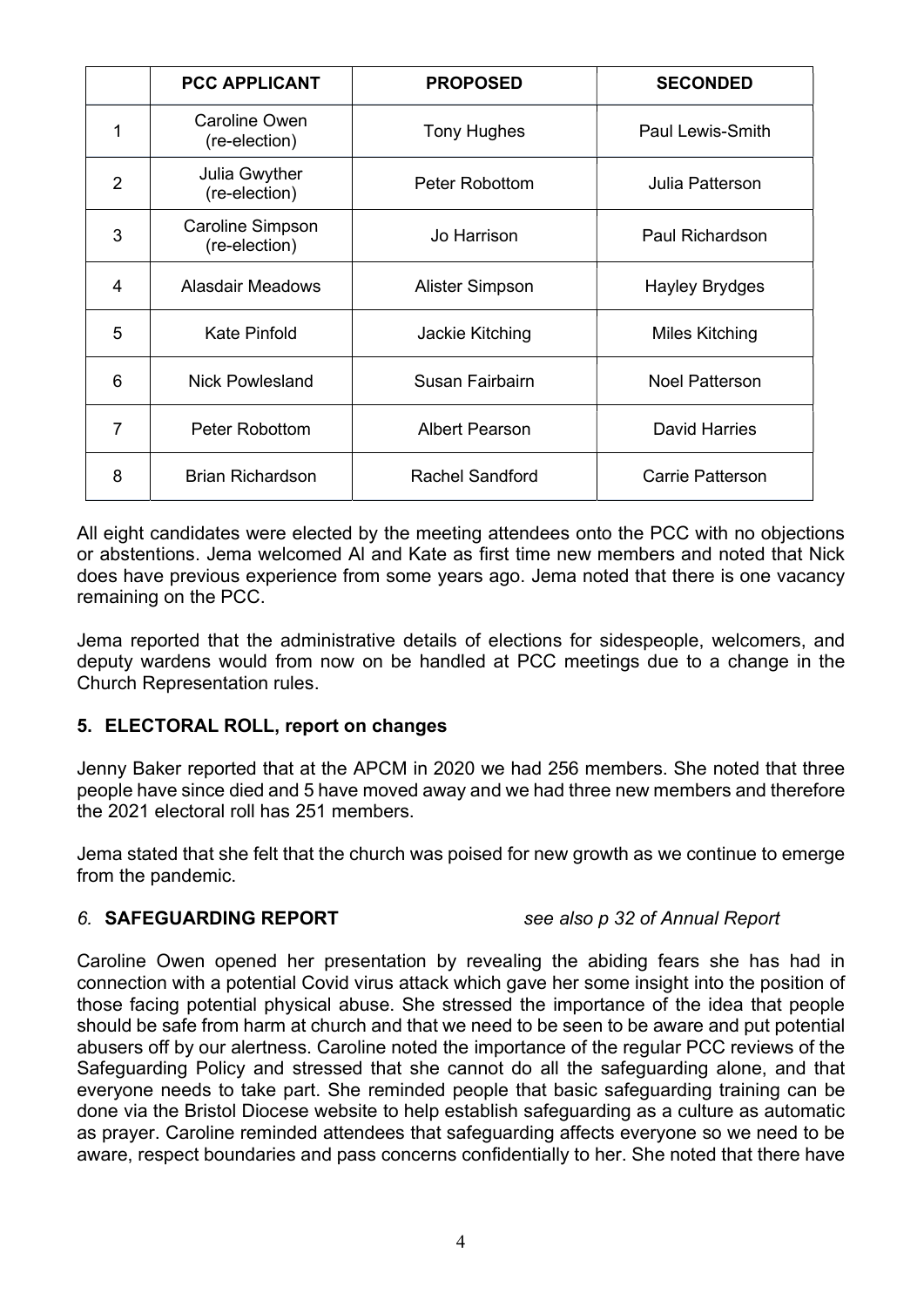|   | PCC APPLICANT | PROPOSED | SECONDED |
|---|---|---|---|
| 1 | Caroline Owen (re-election) | Tony Hughes | Paul Lewis-Smith |
| 2 | Julia Gwyther (re-election) | Peter Robottom | Julia Patterson |
| 3 | Caroline Simpson (re-election) | Jo Harrison | Paul Richardson |
| 4 | Alasdair Meadows | Alister Simpson | Hayley Brydges |
| 5 | Kate Pinfold | Jackie Kitching | Miles Kitching |
| 6 | Nick Powlesland | Susan Fairbairn | Noel Patterson |
| 7 | Peter Robottom | Albert Pearson | David Harries |
| 8 | Brian Richardson | Rachel Sandford | Carrie Patterson |

All eight candidates were elected by the meeting attendees onto the PCC with no objections or abstentions. Jema welcomed Al and Kate as first time new members and noted that Nick does have previous experience from some years ago. Jema noted that there is one vacancy remaining on the PCC.

Jema reported that the administrative details of elections for sidespeople, welcomers, and deputy wardens would from now on be handled at PCC meetings due to a change in the Church Representation rules.

## 5. ELECTORAL ROLL, report on changes

Jenny Baker reported that at the APCM in 2020 we had 256 members. She noted that three people have since died and 5 have moved away and we had three new members and therefore the 2021 electoral roll has 251 members.

Jema stated that she felt that the church was poised for new growth as we continue to emerge from the pandemic.

## *6.* SAFEGUARDING REPORT *see also p 32 of Annual Report*

Caroline Owen opened her presentation by revealing the abiding fears she has had in connection with a potential Covid virus attack which gave her some insight into the position of those facing potential physical abuse. She stressed the importance of the idea that people should be safe from harm at church and that we need to be seen to be aware and put potential abusers off by our alertness. Caroline noted the importance of the regular PCC reviews of the Safeguarding Policy and stressed that she cannot do all the safeguarding alone, and that everyone needs to take part. She reminded people that basic safeguarding training can be done via the Bristol Diocese website to help establish safeguarding as a culture as automatic as prayer. Caroline reminded attendees that safeguarding affects everyone so we need to be aware, respect boundaries and pass concerns confidentially to her. She noted that there have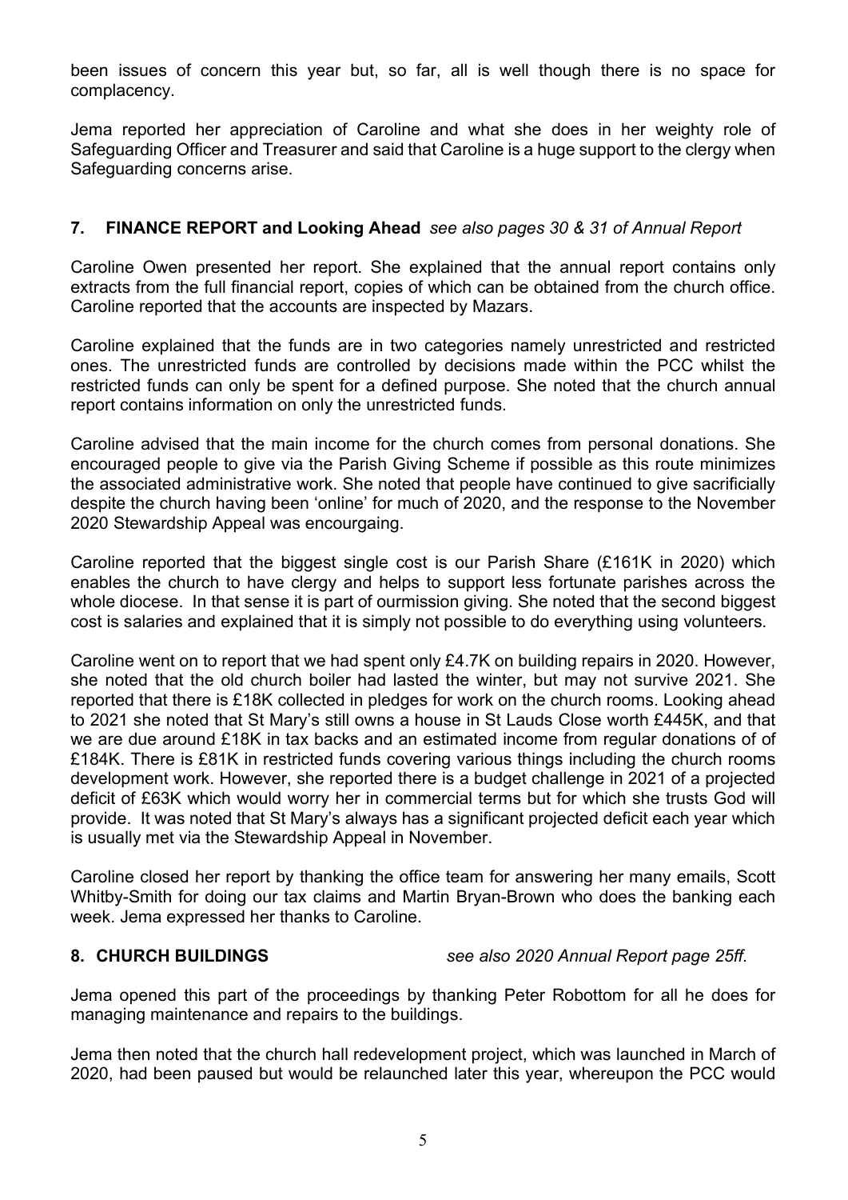been issues of concern this year but, so far, all is well though there is no space for complacency.

Jema reported her appreciation of Caroline and what she does in her weighty role of Safeguarding Officer and Treasurer and said that Caroline is a huge support to the clergy when Safeguarding concerns arise.

## 7. FINANCE REPORT and Looking Ahead *see also pages 30 & 31 of Annual Report*

Caroline Owen presented her report. She explained that the annual report contains only extracts from the full financial report, copies of which can be obtained from the church office. Caroline reported that the accounts are inspected by Mazars.

Caroline explained that the funds are in two categories namely unrestricted and restricted ones. The unrestricted funds are controlled by decisions made within the PCC whilst the restricted funds can only be spent for a defined purpose. She noted that the church annual report contains information on only the unrestricted funds.

Caroline advised that the main income for the church comes from personal donations. She encouraged people to give via the Parish Giving Scheme if possible as this route minimizes the associated administrative work. She noted that people have continued to give sacrificially despite the church having been 'online' for much of 2020, and the response to the November 2020 Stewardship Appeal was encourgaing.

Caroline reported that the biggest single cost is our Parish Share (£161K in 2020) which enables the church to have clergy and helps to support less fortunate parishes across the whole diocese. In that sense it is part of ourmission giving. She noted that the second biggest cost is salaries and explained that it is simply not possible to do everything using volunteers.

Caroline went on to report that we had spent only £4.7K on building repairs in 2020. However, she noted that the old church boiler had lasted the winter, but may not survive 2021. She reported that there is £18K collected in pledges for work on the church rooms. Looking ahead to 2021 she noted that St Mary's still owns a house in St Lauds Close worth £445K, and that we are due around £18K in tax backs and an estimated income from regular donations of of £184K. There is £81K in restricted funds covering various things including the church rooms development work. However, she reported there is a budget challenge in 2021 of a projected deficit of £63K which would worry her in commercial terms but for which she trusts God will provide. It was noted that St Mary's always has a significant projected deficit each year which is usually met via the Stewardship Appeal in November.

Caroline closed her report by thanking the office team for answering her many emails, Scott Whitby-Smith for doing our tax claims and Martin Bryan-Brown who does the banking each week. Jema expressed her thanks to Caroline.

## 8. CHURCH BUILDINGS *see also 2020 Annual Report page 25ff.*

Jema opened this part of the proceedings by thanking Peter Robottom for all he does for managing maintenance and repairs to the buildings.

Jema then noted that the church hall redevelopment project, which was launched in March of 2020, had been paused but would be relaunched later this year, whereupon the PCC would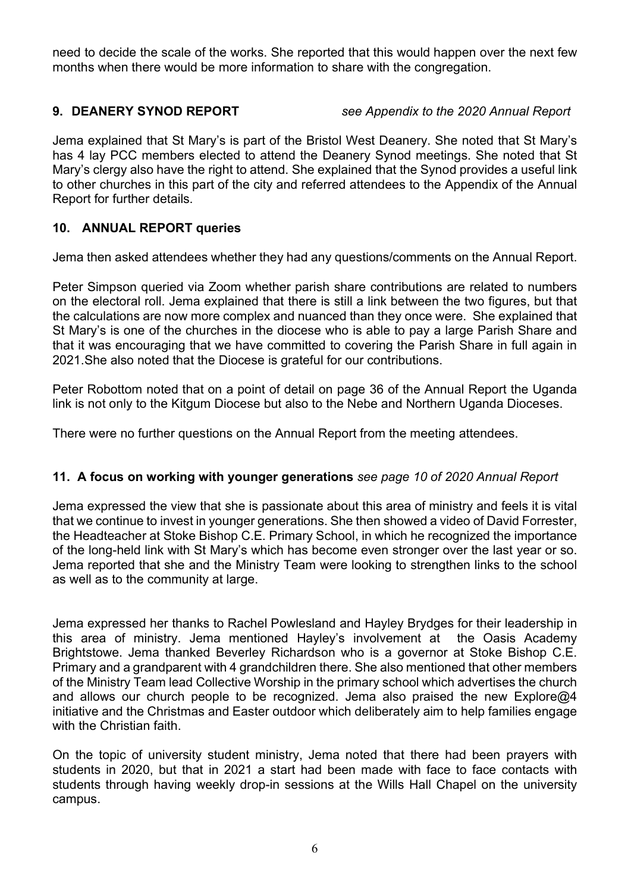need to decide the scale of the works. She reported that this would happen over the next few months when there would be more information to share with the congregation.

## 9. DEANERY SYNOD REPORT *see Appendix to the 2020 Annual Report*

Jema explained that St Mary's is part of the Bristol West Deanery. She noted that St Mary's has 4 lay PCC members elected to attend the Deanery Synod meetings. She noted that St Mary's clergy also have the right to attend. She explained that the Synod provides a useful link to other churches in this part of the city and referred attendees to the Appendix of the Annual Report for further details.

## 10. ANNUAL REPORT queries

Jema then asked attendees whether they had any questions/comments on the Annual Report.

Peter Simpson queried via Zoom whether parish share contributions are related to numbers on the electoral roll. Jema explained that there is still a link between the two figures, but that the calculations are now more complex and nuanced than they once were. She explained that St Mary's is one of the churches in the diocese who is able to pay a large Parish Share and that it was encouraging that we have committed to covering the Parish Share in full again in 2021.She also noted that the Diocese is grateful for our contributions.

Peter Robottom noted that on a point of detail on page 36 of the Annual Report the Uganda link is not only to the Kitgum Diocese but also to the Nebe and Northern Uganda Dioceses.

There were no further questions on the Annual Report from the meeting attendees.

## 11. A focus on working with younger generations *see page 10 of 2020 Annual Report*

Jema expressed the view that she is passionate about this area of ministry and feels it is vital that we continue to invest in younger generations. She then showed a video of David Forrester, the Headteacher at Stoke Bishop C.E. Primary School, in which he recognized the importance of the long-held link with St Mary's which has become even stronger over the last year or so. Jema reported that she and the Ministry Team were looking to strengthen links to the school as well as to the community at large.

Jema expressed her thanks to Rachel Powlesland and Hayley Brydges for their leadership in this area of ministry. Jema mentioned Hayley's involvement at the Oasis Academy Brightstowe. Jema thanked Beverley Richardson who is a governor at Stoke Bishop C.E. Primary and a grandparent with 4 grandchildren there. She also mentioned that other members of the Ministry Team lead Collective Worship in the primary school which advertises the church and allows our church people to be recognized. Jema also praised the new Explore@4 initiative and the Christmas and Easter outdoor which deliberately aim to help families engage with the Christian faith.

On the topic of university student ministry, Jema noted that there had been prayers with students in 2020, but that in 2021 a start had been made with face to face contacts with students through having weekly drop-in sessions at the Wills Hall Chapel on the university campus.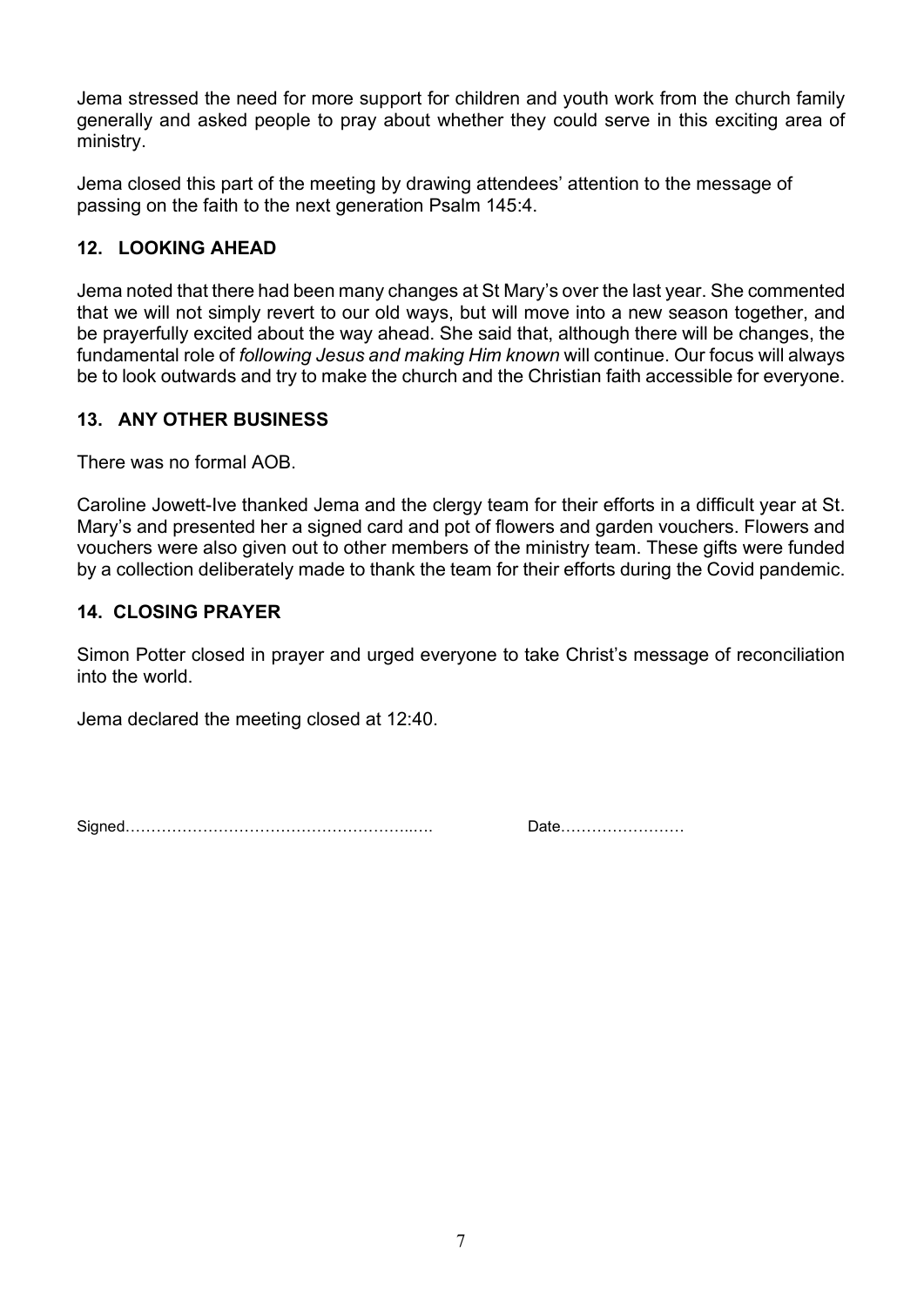Jema stressed the need for more support for children and youth work from the church family generally and asked people to pray about whether they could serve in this exciting area of ministry.

Jema closed this part of the meeting by drawing attendees' attention to the message of passing on the faith to the next generation Psalm 145:4.

## 12. LOOKING AHEAD

Jema noted that there had been many changes at St Mary's over the last year. She commented that we will not simply revert to our old ways, but will move into a new season together, and be prayerfully excited about the way ahead. She said that, although there will be changes, the fundamental role of *following Jesus and making Him known* will continue. Our focus will always be to look outwards and try to make the church and the Christian faith accessible for everyone.

## 13. ANY OTHER BUSINESS

There was no formal AOB.

Caroline Jowett-Ive thanked Jema and the clergy team for their efforts in a difficult year at St. Mary's and presented her a signed card and pot of flowers and garden vouchers. Flowers and vouchers were also given out to other members of the ministry team. These gifts were funded by a collection deliberately made to thank the team for their efforts during the Covid pandemic.

## 14. CLOSING PRAYER

Simon Potter closed in prayer and urged everyone to take Christ's message of reconciliation into the world.

Jema declared the meeting closed at 12:40.

Signed…………………………………………………..….      Date……………………